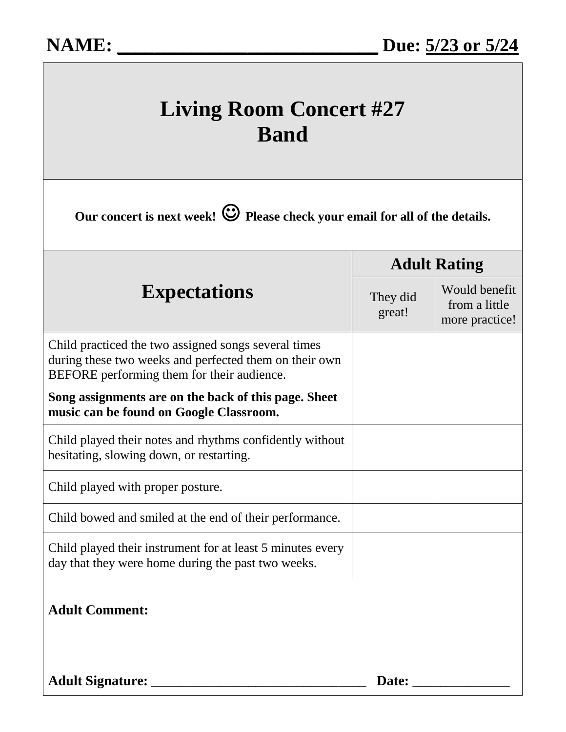**NAME: \_\_\_\_\_\_\_\_\_\_\_\_\_\_\_\_\_\_\_\_\_\_\_\_\_\_\_ Due: 5/23 or 5/24**

# Living Room Concert #27
# Band

**Our concert is next week! ☺ Please check your email for all of the details.**

| Expectations | Adult Rating | |
|---|---|---|
| | They did great! | Would benefit from a little more practice! |
| Child practiced the two assigned songs several times during these two weeks and perfected them on their own BEFORE performing them for their audience. **Song assignments are on the back of this page. Sheet music can be found on Google Classroom.** | | |
| Child played their notes and rhythms confidently without hesitating, slowing down, or restarting. | | |
| Child played with proper posture. | | |
| Child bowed and smiled at the end of their performance. | | |
| Child played their instrument for at least 5 minutes every day that they were home during the past two weeks. | | |

**Adult Comment:**

**Adult Signature:** \_\_\_\_\_\_\_\_\_\_\_\_\_\_\_\_\_\_\_\_\_\_\_\_\_\_\_\_\_\_\_\_ **Date:** \_\_\_\_\_\_\_\_\_\_\_\_\_\_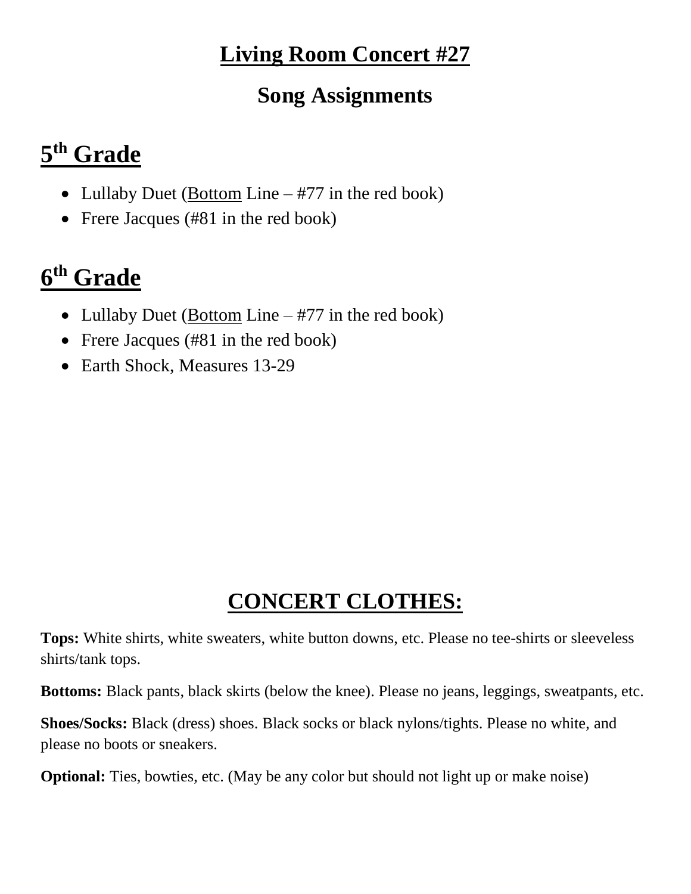# Living Room Concert #27

## Song Assignments

## 5th Grade

- Lullaby Duet (Bottom Line – #77 in the red book)
- Frere Jacques (#81 in the red book)

## 6th Grade

- Lullaby Duet (Bottom Line – #77 in the red book)
- Frere Jacques (#81 in the red book)
- Earth Shock, Measures 13-29

## CONCERT CLOTHES:

**Tops:** White shirts, white sweaters, white button downs, etc. Please no tee-shirts or sleeveless shirts/tank tops.

**Bottoms:** Black pants, black skirts (below the knee). Please no jeans, leggings, sweatpants, etc.

**Shoes/Socks:** Black (dress) shoes. Black socks or black nylons/tights. Please no white, and please no boots or sneakers.

**Optional:** Ties, bowties, etc. (May be any color but should not light up or make noise)